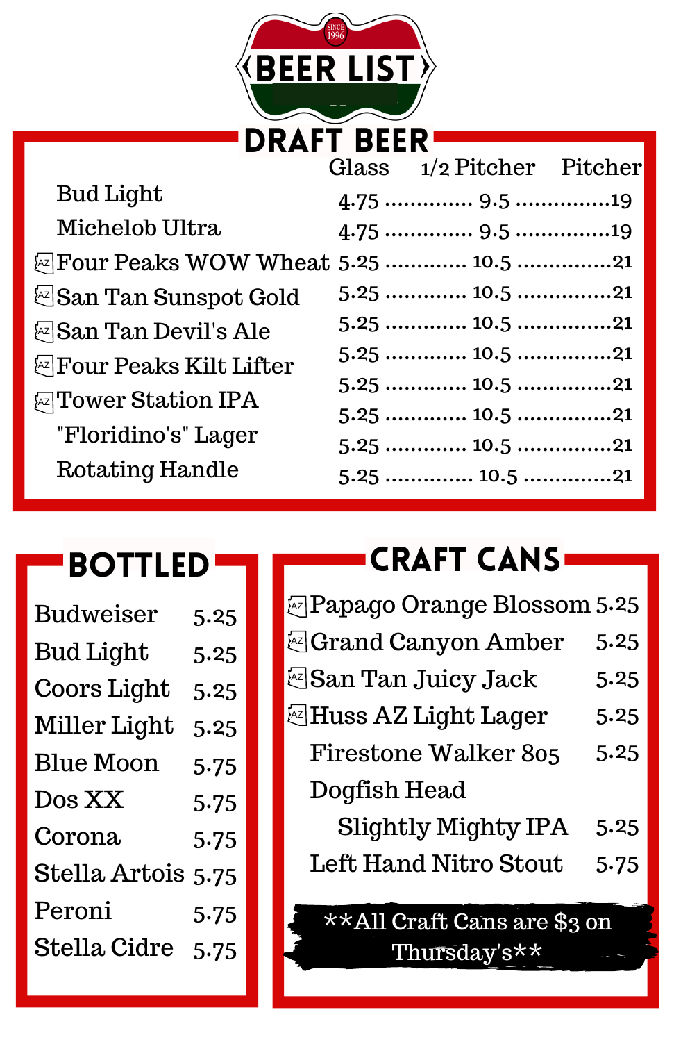# BEER LIST

SINCE 1996

## DRAFT BEER

| | Glass | 1/2 Pitcher | Pitcher |
|---|---|---|---|
| Bud Light | 4.75 | 9.5 | 19 |
| Michelob Ultra | 4.75 | 9.5 | 19 |
| AZ Four Peaks WOW Wheat | 5.25 | 10.5 | 21 |
| AZ San Tan Sunspot Gold | 5.25 | 10.5 | 21 |
| AZ San Tan Devil's Ale | 5.25 | 10.5 | 21 |
| AZ Four Peaks Kilt Lifter | 5.25 | 10.5 | 21 |
| AZ Tower Station IPA | 5.25 | 10.5 | 21 |
| "Floridino's" Lager | 5.25 | 10.5 | 21 |
| Rotating Handle | 5.25 | 10.5 | 21 |

## BOTTLED

| | |
|---|---|
| Budweiser | 5.25 |
| Bud Light | 5.25 |
| Coors Light | 5.25 |
| Miller Light | 5.25 |
| Blue Moon | 5.75 |
| Dos XX | 5.75 |
| Corona | 5.75 |
| Stella Artois | 5.75 |
| Peroni | 5.75 |
| Stella Cidre | 5.75 |

## CRAFT CANS

| | |
|---|---|
| AZ Papago Orange Blossom | 5.25 |
| AZ Grand Canyon Amber | 5.25 |
| AZ San Tan Juicy Jack | 5.25 |
| AZ Huss AZ Light Lager | 5.25 |
| Firestone Walker 805 | 5.25 |
| Dogfish Head Slightly Mighty IPA | 5.25 |
| Left Hand Nitro Stout | 5.75 |

**All Craft Cans are $3 on Thursday's**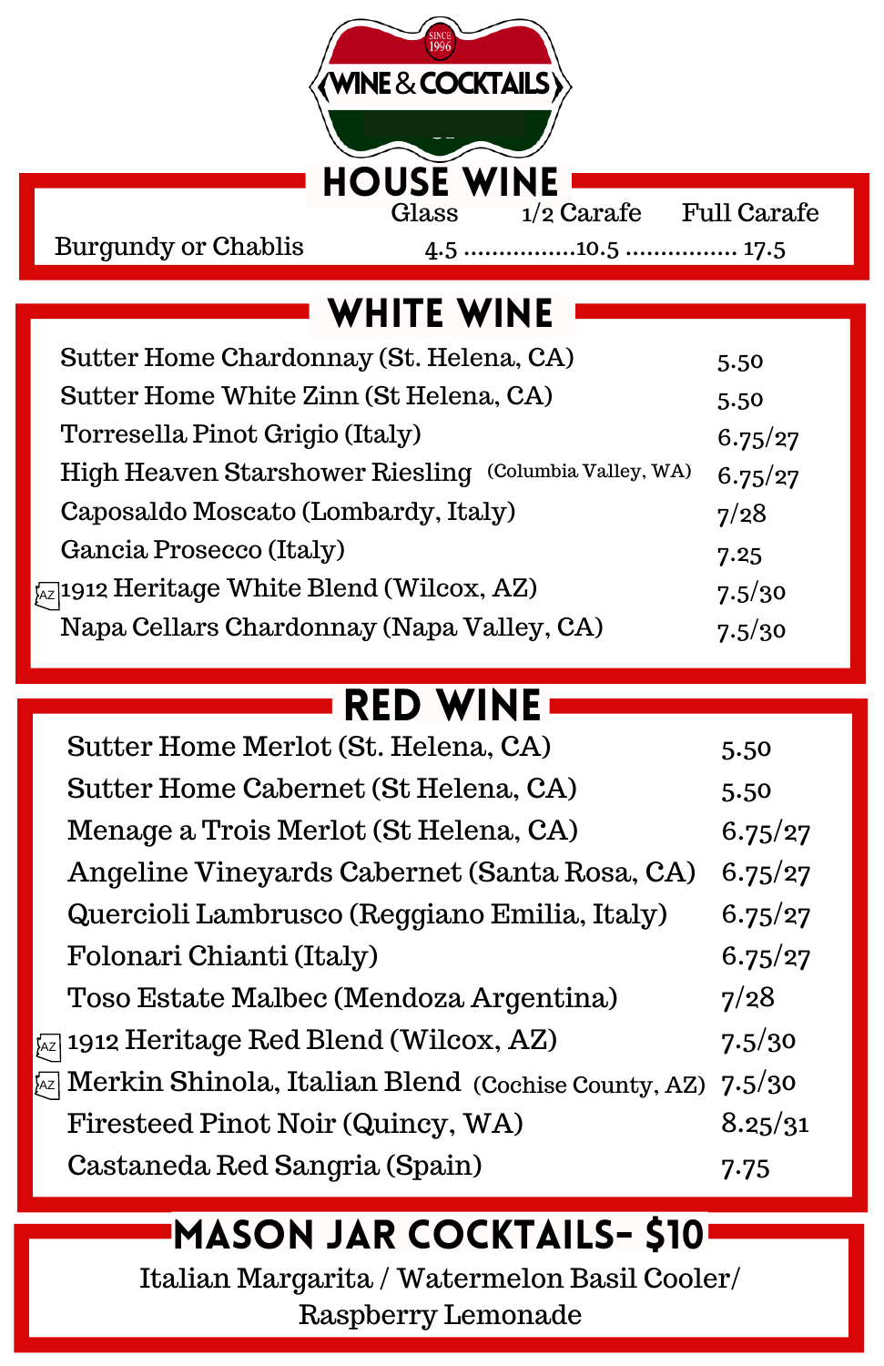SINCE 1996

WINE & COCKTAILS

## HOUSE WINE

| | Glass | 1/2 Carafe | Full Carafe |
|---|---|---|---|
| Burgundy or Chablis | 4.5 | 10.5 | 17.5 |

## WHITE WINE

| | |
|---|---|
| Sutter Home Chardonnay (St. Helena, CA) | 5.50 |
| Sutter Home White Zinn (St Helena, CA) | 5.50 |
| Torresella Pinot Grigio (Italy) | 6.75/27 |
| High Heaven Starshower Riesling (Columbia Valley, WA) | 6.75/27 |
| Caposaldo Moscato (Lombardy, Italy) | 7/28 |
| Gancia Prosecco (Italy) | 7.25 |
| AZ 1912 Heritage White Blend (Wilcox, AZ) | 7.5/30 |
| Napa Cellars Chardonnay (Napa Valley, CA) | 7.5/30 |

## RED WINE

| | |
|---|---|
| Sutter Home Merlot (St. Helena, CA) | 5.50 |
| Sutter Home Cabernet (St Helena, CA) | 5.50 |
| Menage a Trois Merlot (St Helena, CA) | 6.75/27 |
| Angeline Vineyards Cabernet (Santa Rosa, CA) | 6.75/27 |
| Quercioli Lambrusco (Reggiano Emilia, Italy) | 6.75/27 |
| Folonari Chianti (Italy) | 6.75/27 |
| Toso Estate Malbec (Mendoza Argentina) | 7/28 |
| AZ 1912 Heritage Red Blend (Wilcox, AZ) | 7.5/30 |
| AZ Merkin Shinola, Italian Blend (Cochise County, AZ) | 7.5/30 |
| Firesteed Pinot Noir (Quincy, WA) | 8.25/31 |
| Castaneda Red Sangria (Spain) | 7.75 |

## MASON JAR COCKTAILS- $10

Italian Margarita / Watermelon Basil Cooler/ Raspberry Lemonade